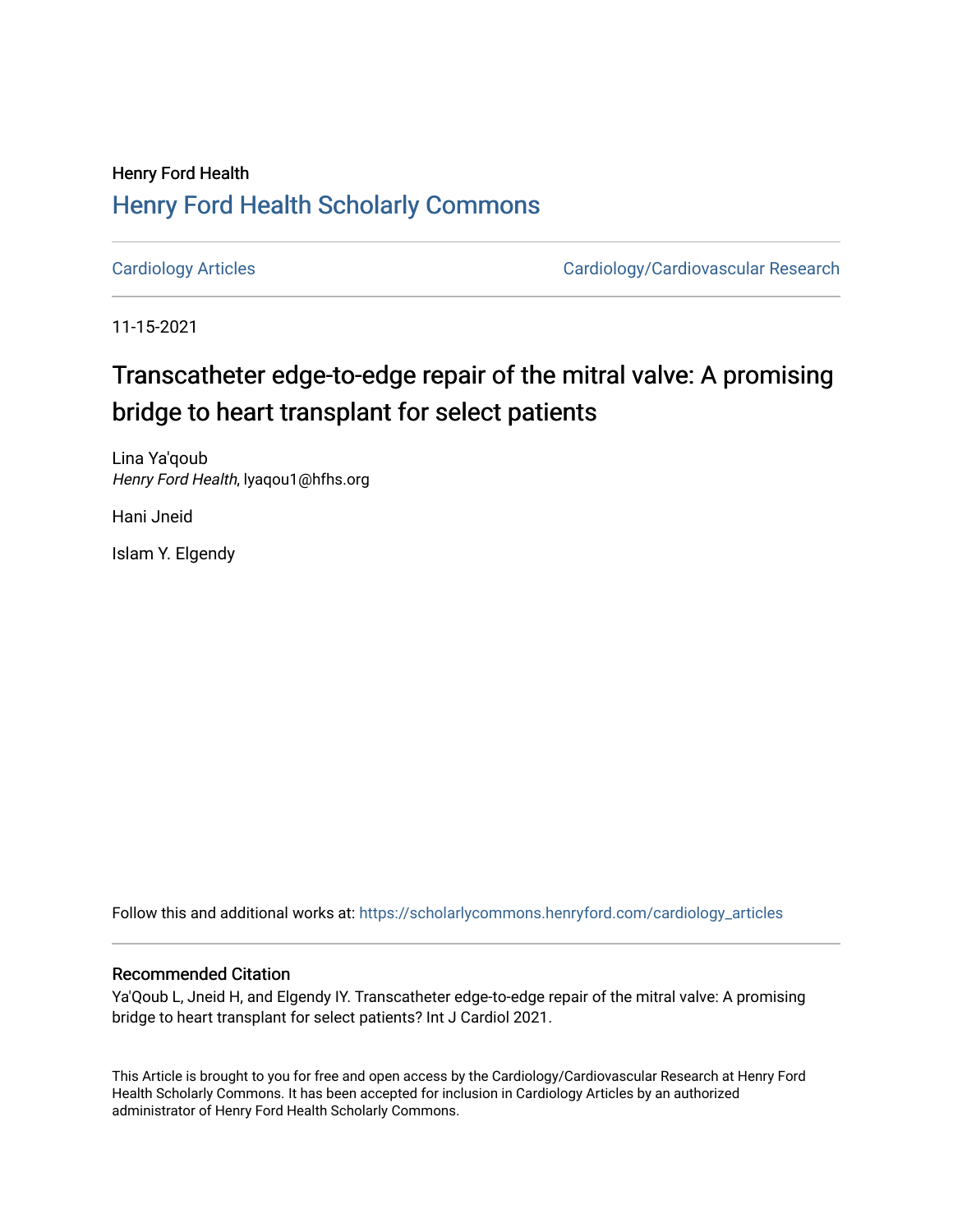Henry Ford Health

## Henry Ford Health Scholarly Commons

Cardiology Articles

Cardiology/Cardiovascular Research

11-15-2021

# Transcatheter edge-to-edge repair of the mitral valve: A promising bridge to heart transplant for select patients

Lina Ya'qoub
*Henry Ford Health*, lyaqou1@hfhs.org

Hani Jneid

Islam Y. Elgendy

Follow this and additional works at: https://scholarlycommons.henryford.com/cardiology_articles

### Recommended Citation

Ya'Qoub L, Jneid H, and Elgendy IY. Transcatheter edge-to-edge repair of the mitral valve: A promising bridge to heart transplant for select patients? Int J Cardiol 2021.

This Article is brought to you for free and open access by the Cardiology/Cardiovascular Research at Henry Ford Health Scholarly Commons. It has been accepted for inclusion in Cardiology Articles by an authorized administrator of Henry Ford Health Scholarly Commons.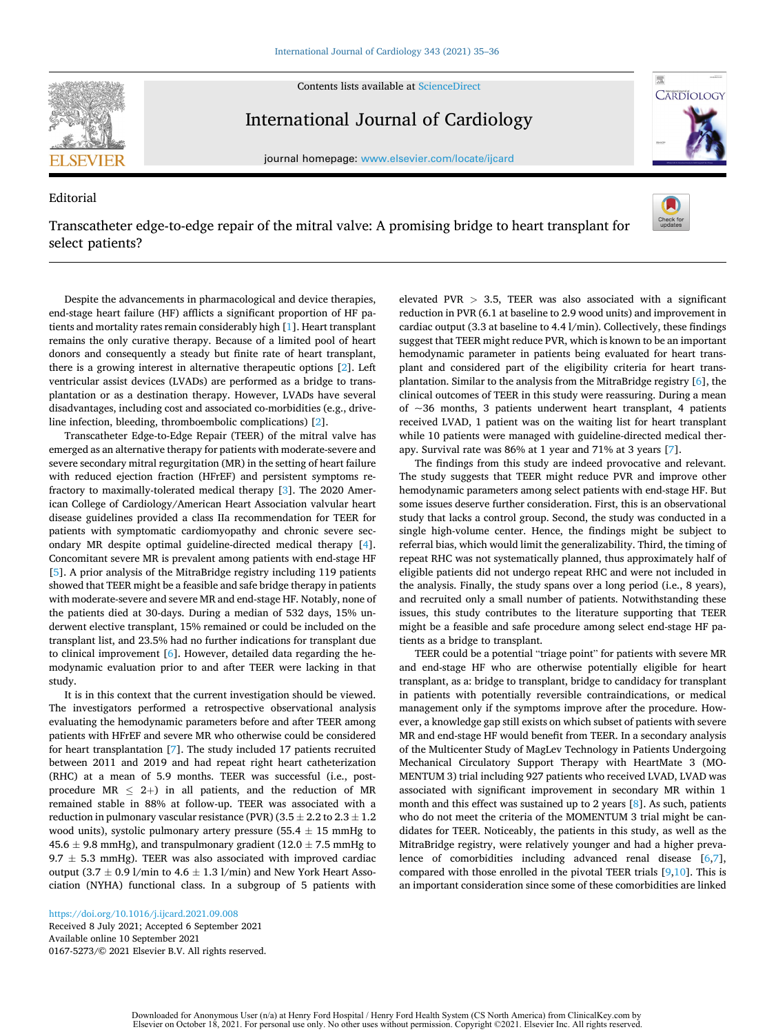Editorial

# Transcatheter edge-to-edge repair of the mitral valve: A promising bridge to heart transplant for select patients?

Despite the advancements in pharmacological and device therapies, end-stage heart failure (HF) afflicts a significant proportion of HF patients and mortality rates remain considerably high [1]. Heart transplant remains the only curative therapy. Because of a limited pool of heart donors and consequently a steady but finite rate of heart transplant, there is a growing interest in alternative therapeutic options [2]. Left ventricular assist devices (LVADs) are performed as a bridge to transplantation or as a destination therapy. However, LVADs have several disadvantages, including cost and associated co-morbidities (e.g., driveline infection, bleeding, thromboembolic complications) [2].

Transcatheter Edge-to-Edge Repair (TEER) of the mitral valve has emerged as an alternative therapy for patients with moderate-severe and severe secondary mitral regurgitation (MR) in the setting of heart failure with reduced ejection fraction (HFrEF) and persistent symptoms refractory to maximally-tolerated medical therapy [3]. The 2020 American College of Cardiology/American Heart Association valvular heart disease guidelines provided a class IIa recommendation for TEER for patients with symptomatic cardiomyopathy and chronic severe secondary MR despite optimal guideline-directed medical therapy [4]. Concomitant severe MR is prevalent among patients with end-stage HF [5]. A prior analysis of the MitraBridge registry including 119 patients showed that TEER might be a feasible and safe bridge therapy in patients with moderate-severe and severe MR and end-stage HF. Notably, none of the patients died at 30-days. During a median of 532 days, 15% underwent elective transplant, 15% remained or could be included on the transplant list, and 23.5% had no further indications for transplant due to clinical improvement [6]. However, detailed data regarding the hemodynamic evaluation prior to and after TEER were lacking in that study.

It is in this context that the current investigation should be viewed. The investigators performed a retrospective observational analysis evaluating the hemodynamic parameters before and after TEER among patients with HFrEF and severe MR who otherwise could be considered for heart transplantation [7]. The study included 17 patients recruited between 2011 and 2019 and had repeat right heart catheterization (RHC) at a mean of 5.9 months. TEER was successful (i.e., post-procedure MR $\leq$ 2+) in all patients, and the reduction of MR remained stable in 88% at follow-up. TEER was associated with a reduction in pulmonary vascular resistance (PVR) ($3.5 \pm 2.2$ to $2.3 \pm 1.2$ wood units), systolic pulmonary artery pressure ($55.4 \pm 15$ mmHg to $45.6 \pm 9.8$ mmHg), and transpulmonary gradient ($12.0 \pm 7.5$ mmHg to $9.7 \pm 5.3$ mmHg). TEER was also associated with improved cardiac output ($3.7 \pm 0.9$ l/min to $4.6 \pm 1.3$ l/min) and New York Heart Association (NYHA) functional class. In a subgroup of 5 patients with elevated PVR $>$ 3.5, TEER was also associated with a significant reduction in PVR (6.1 at baseline to 2.9 wood units) and improvement in cardiac output (3.3 at baseline to 4.4 l/min). Collectively, these findings suggest that TEER might reduce PVR, which is known to be an important hemodynamic parameter in patients being evaluated for heart transplant and considered part of the eligibility criteria for heart transplantation. Similar to the analysis from the MitraBridge registry [6], the clinical outcomes of TEER in this study were reassuring. During a mean of ~36 months, 3 patients underwent heart transplant, 4 patients received LVAD, 1 patient was on the waiting list for heart transplant while 10 patients were managed with guideline-directed medical therapy. Survival rate was 86% at 1 year and 71% at 3 years [7].

The findings from this study are indeed provocative and relevant. The study suggests that TEER might reduce PVR and improve other hemodynamic parameters among select patients with end-stage HF. But some issues deserve further consideration. First, this is an observational study that lacks a control group. Second, the study was conducted in a single high-volume center. Hence, the findings might be subject to referral bias, which would limit the generalizability. Third, the timing of repeat RHC was not systematically planned, thus approximately half of eligible patients did not undergo repeat RHC and were not included in the analysis. Finally, the study spans over a long period (i.e., 8 years), and recruited only a small number of patients. Notwithstanding these issues, this study contributes to the literature supporting that TEER might be a feasible and safe procedure among select end-stage HF patients as a bridge to transplant.

TEER could be a potential "triage point" for patients with severe MR and end-stage HF who are otherwise potentially eligible for heart transplant, as a: bridge to transplant, bridge to candidacy for transplant in patients with potentially reversible contraindications, or medical management only if the symptoms improve after the procedure. However, a knowledge gap still exists on which subset of patients with severe MR and end-stage HF would benefit from TEER. In a secondary analysis of the Multicenter Study of MagLev Technology in Patients Undergoing Mechanical Circulatory Support Therapy with HeartMate 3 (MOMENTUM 3) trial including 927 patients who received LVAD, LVAD was associated with significant improvement in secondary MR within 1 month and this effect was sustained up to 2 years [8]. As such, patients who do not meet the criteria of the MOMENTUM 3 trial might be candidates for TEER. Noticeably, the patients in this study, as well as the MitraBridge registry, were relatively younger and had a higher prevalence of comorbidities including advanced renal disease [6,7], compared with those enrolled in the pivotal TEER trials [9,10]. This is an important consideration since some of these comorbidities are linked

https://doi.org/10.1016/j.ijcard.2021.09.008
Received 8 July 2021; Accepted 6 September 2021
Available online 10 September 2021
0167-5273/© 2021 Elsevier B.V. All rights reserved.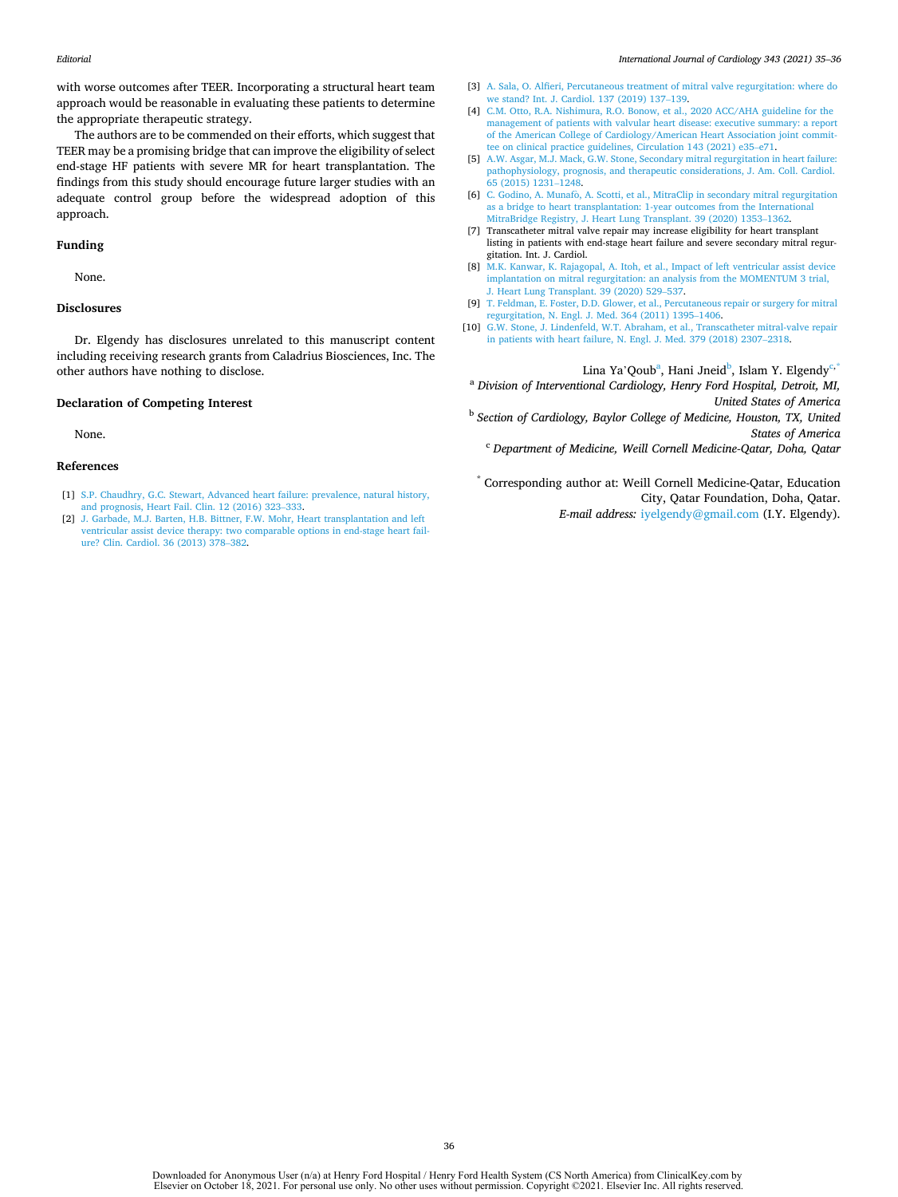with worse outcomes after TEER. Incorporating a structural heart team approach would be reasonable in evaluating these patients to determine the appropriate therapeutic strategy.

The authors are to be commended on their efforts, which suggest that TEER may be a promising bridge that can improve the eligibility of select end-stage HF patients with severe MR for heart transplantation. The findings from this study should encourage future larger studies with an adequate control group before the widespread adoption of this approach.

## Funding

None.

## Disclosures

Dr. Elgendy has disclosures unrelated to this manuscript content including receiving research grants from Caladrius Biosciences, Inc. The other authors have nothing to disclose.

## Declaration of Competing Interest

None.

## References

[1] S.P. Chaudhry, G.C. Stewart, Advanced heart failure: prevalence, natural history, and prognosis, Heart Fail. Clin. 12 (2016) 323–333.

[2] J. Garbade, M.J. Barten, H.B. Bittner, F.W. Mohr, Heart transplantation and left ventricular assist device therapy: two comparable options in end-stage heart failure? Clin. Cardiol. 36 (2013) 378–382.

[3] A. Sala, O. Alfieri, Percutaneous treatment of mitral valve regurgitation: where do we stand? Int. J. Cardiol. 137 (2019) 137–139.

[4] C.M. Otto, R.A. Nishimura, R.O. Bonow, et al., 2020 ACC/AHA guideline for the management of patients with valvular heart disease: executive summary: a report of the American College of Cardiology/American Heart Association joint committee on clinical practice guidelines, Circulation 143 (2021) e35–e71.

[5] A.W. Asgar, M.J. Mack, G.W. Stone, Secondary mitral regurgitation in heart failure: pathophysiology, prognosis, and therapeutic considerations, J. Am. Coll. Cardiol. 65 (2015) 1231–1248.

[6] C. Godino, A. Munafò, A. Scotti, et al., MitraClip in secondary mitral regurgitation as a bridge to heart transplantation: 1-year outcomes from the International MitraBridge Registry, J. Heart Lung Transplant. 39 (2020) 1353–1362.

[7] Transcatheter mitral valve repair may increase eligibility for heart transplant listing in patients with end-stage heart failure and severe secondary mitral regurgitation. Int. J. Cardiol.

[8] M.K. Kanwar, K. Rajagopal, A. Itoh, et al., Impact of left ventricular assist device implantation on mitral regurgitation: an analysis from the MOMENTUM 3 trial, J. Heart Lung Transplant. 39 (2020) 529–537.

[9] T. Feldman, E. Foster, D.D. Glower, et al., Percutaneous repair or surgery for mitral regurgitation, N. Engl. J. Med. 364 (2011) 1395–1406.

[10] G.W. Stone, J. Lindenfeld, W.T. Abraham, et al., Transcatheter mitral-valve repair in patients with heart failure, N. Engl. J. Med. 379 (2018) 2307–2318.

Lina Ya`Qoub[a], Hani Jneid[b], Islam Y. Elgendy[c,*]

[a] *Division of Interventional Cardiology, Henry Ford Hospital, Detroit, MI, United States of America*

[b] *Section of Cardiology, Baylor College of Medicine, Houston, TX, United States of America*

[c] *Department of Medicine, Weill Cornell Medicine-Qatar, Doha, Qatar*

[*] Corresponding author at: Weill Cornell Medicine-Qatar, Education City, Qatar Foundation, Doha, Qatar.

*E-mail address:* iyelgendy@gmail.com (I.Y. Elgendy).